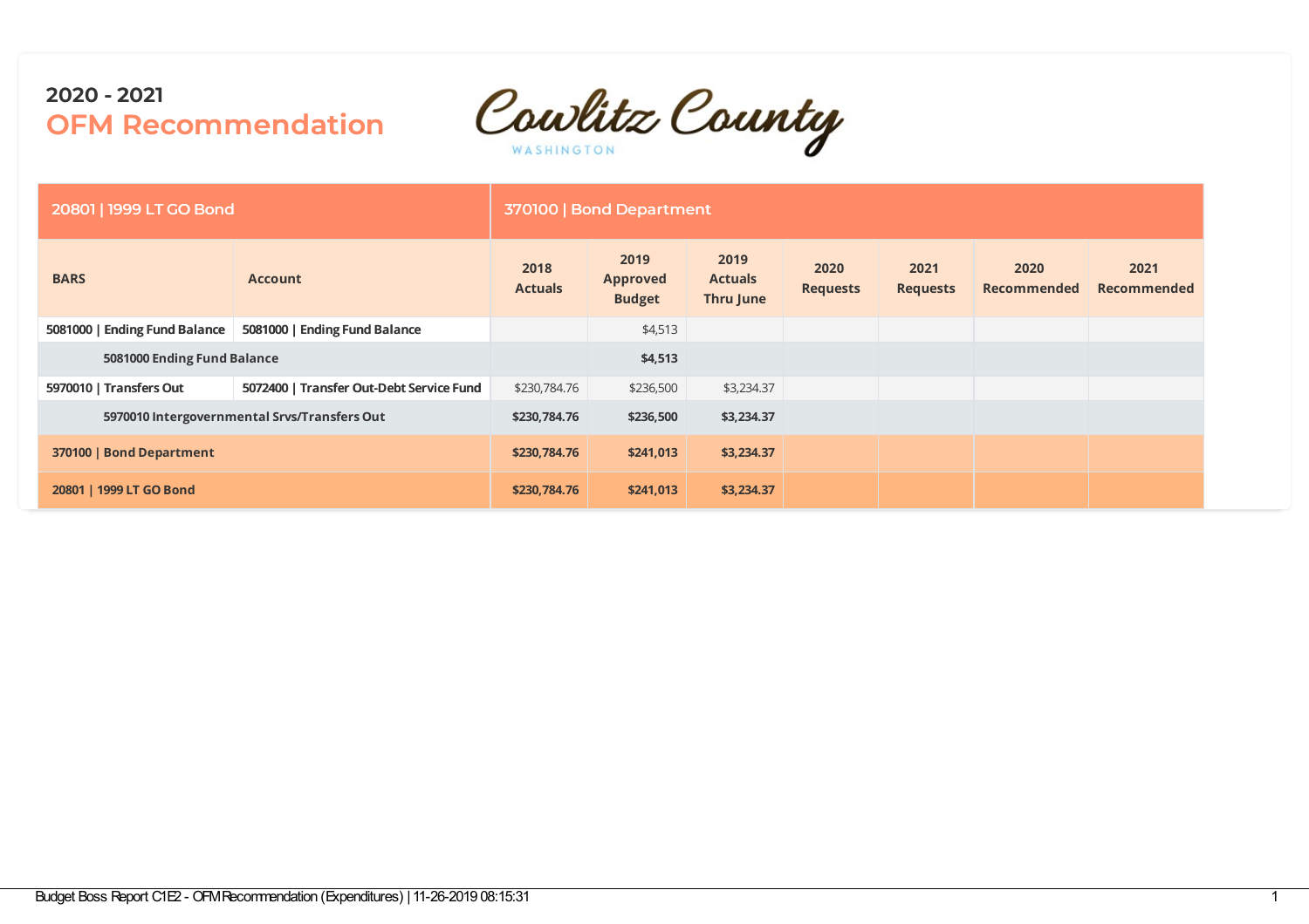## 2020 - 2021

# OFM Recommendation

Cowlitz County
WASHINGTON

| 20801 \| 1999 LT GO Bond | | 370100 \| Bond Department | | | | | | |
|---|---|---|---|---|---|---|---|---|
| BARS | Account | 2018 Actuals | 2019 Approved Budget | 2019 Actuals Thru June | 2020 Requests | 2021 Requests | 2020 Recommended | 2021 Recommended |
| 5081000 \| Ending Fund Balance | 5081000 \| Ending Fund Balance | | $4,513 | | | | | |
| **5081000 Ending Fund Balance** | | | **$4,513** | | | | | |
| 5970010 \| Transfers Out | 5072400 \| Transfer Out-Debt Service Fund | $230,784.76 | $236,500 | $3,234.37 | | | | |
| **5970010 Intergovernmental Srvs/Transfers Out** | | **$230,784.76** | **$236,500** | **$3,234.37** | | | | |
| **370100 \| Bond Department** | | **$230,784.76** | **$241,013** | **$3,234.37** | | | | |
| **20801 \| 1999 LT GO Bond** | | **$230,784.76** | **$241,013** | **$3,234.37** | | | | |

Budget Boss Report C1E2 - OFM Recommendation (Expenditures) | 11-26-2019 08:15:31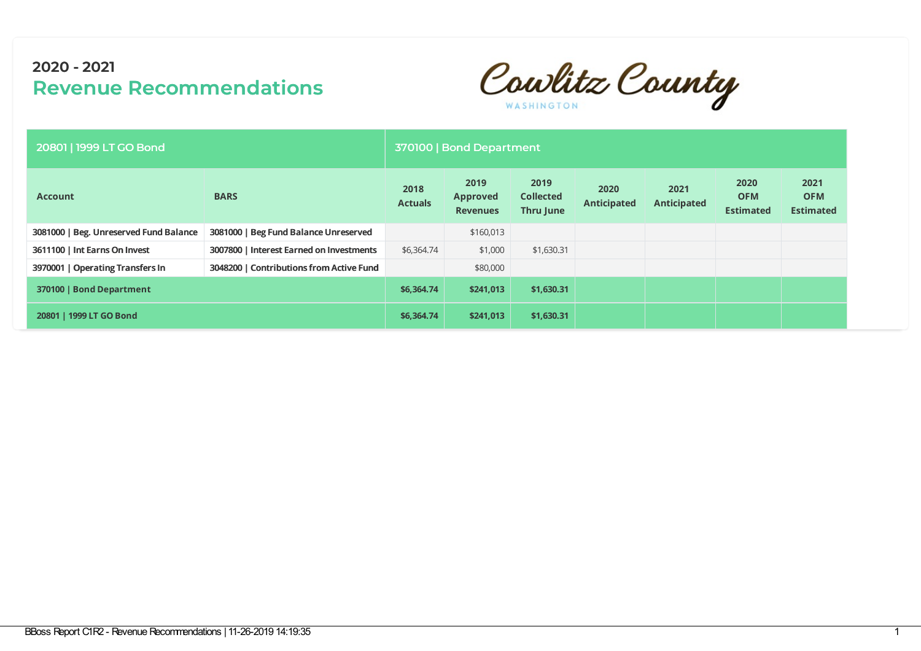## 2020 - 2021

# Revenue Recommendations

Cowlitz County
WASHINGTON

| 20801 \| 1999 LT GO Bond | | 370100 \| Bond Department | | | | | | |
|---|---|---|---|---|---|---|---|---|
| **Account** | **BARS** | **2018 Actuals** | **2019 Approved Revenues** | **2019 Collected Thru June** | **2020 Anticipated** | **2021 Anticipated** | **2020 OFM Estimated** | **2021 OFM Estimated** |
| 3081000 \| Beg. Unreserved Fund Balance | 3081000 \| Beg Fund Balance Unreserved | | $160,013 | | | | | |
| 3611100 \| Int Earns On Invest | 3007800 \| Interest Earned on Investments | $6,364.74 | $1,000 | $1,630.31 | | | | |
| 3970001 \| Operating Transfers In | 3048200 \| Contributions from Active Fund | | $80,000 | | | | | |
| **370100 \| Bond Department** | | **$6,364.74** | **$241,013** | **$1,630.31** | | | | |
| **20801 \| 1999 LT GO Bond** | | **$6,364.74** | **$241,013** | **$1,630.31** | | | | |

BBoss Report C1R2 - Revenue Recommendations | 11-26-2019 14:19:35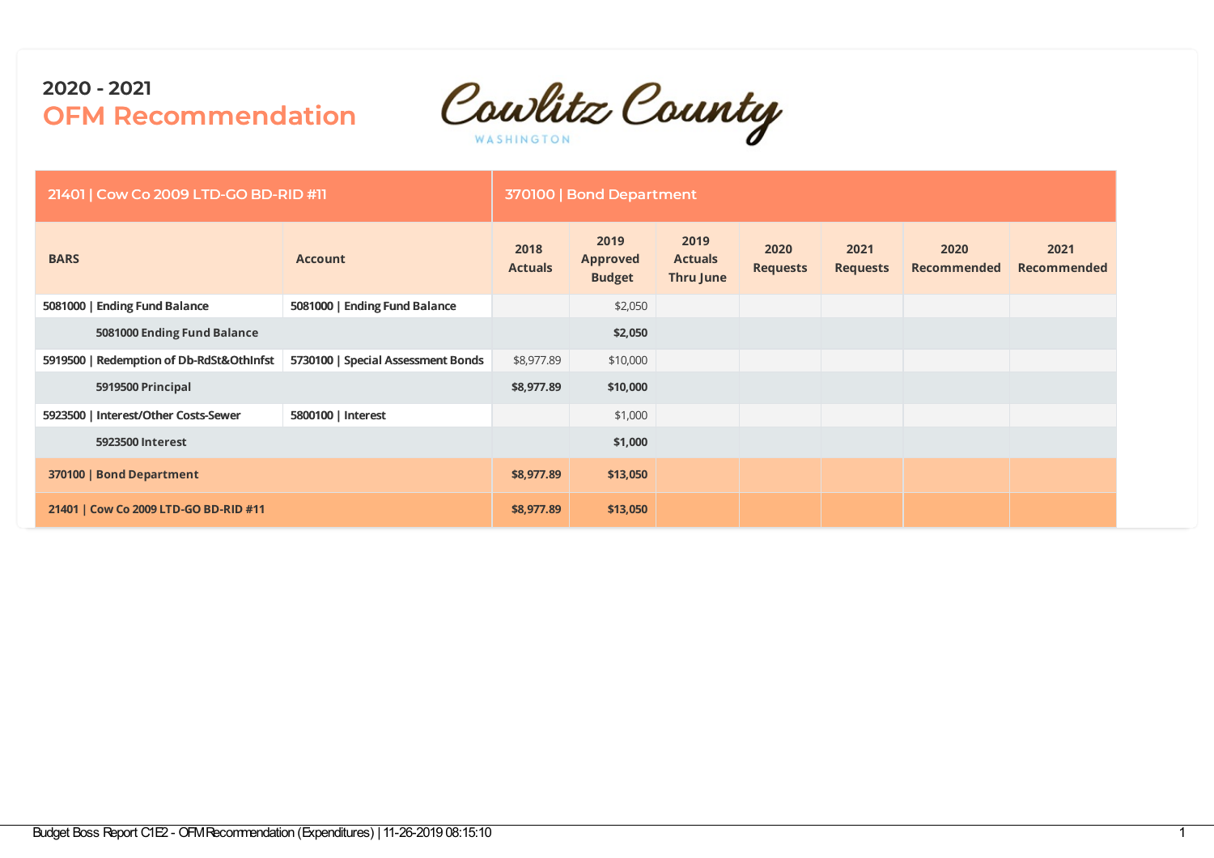**2020 - 2021**

## OFM Recommendation

Cowlitz County
WASHINGTON

| 21401 \| Cow Co 2009 LTD-GO BD-RID #11 | | 370100 \| Bond Department | | | | | | |
|---|---|---|---|---|---|---|---|---|
| **BARS** | **Account** | **2018 Actuals** | **2019 Approved Budget** | **2019 Actuals Thru June** | **2020 Requests** | **2021 Requests** | **2020 Recommended** | **2021 Recommended** |
| 5081000 \| Ending Fund Balance | 5081000 \| Ending Fund Balance | | $2,050 | | | | | |
| **5081000 Ending Fund Balance** | | | **$2,050** | | | | | |
| 5919500 \| Redemption of Db-RdSt&OthInfst | 5730100 \| Special Assessment Bonds | $8,977.89 | $10,000 | | | | | |
| **5919500 Principal** | | **$8,977.89** | **$10,000** | | | | | |
| 5923500 \| Interest/Other Costs-Sewer | 5800100 \| Interest | | $1,000 | | | | | |
| **5923500 Interest** | | | **$1,000** | | | | | |
| **370100 \| Bond Department** | | **$8,977.89** | **$13,050** | | | | | |
| **21401 \| Cow Co 2009 LTD-GO BD-RID #11** | | **$8,977.89** | **$13,050** | | | | | |

Budget Boss Report C1E2 - OFM Recommendation (Expenditures) | 11-26-2019 08:15:10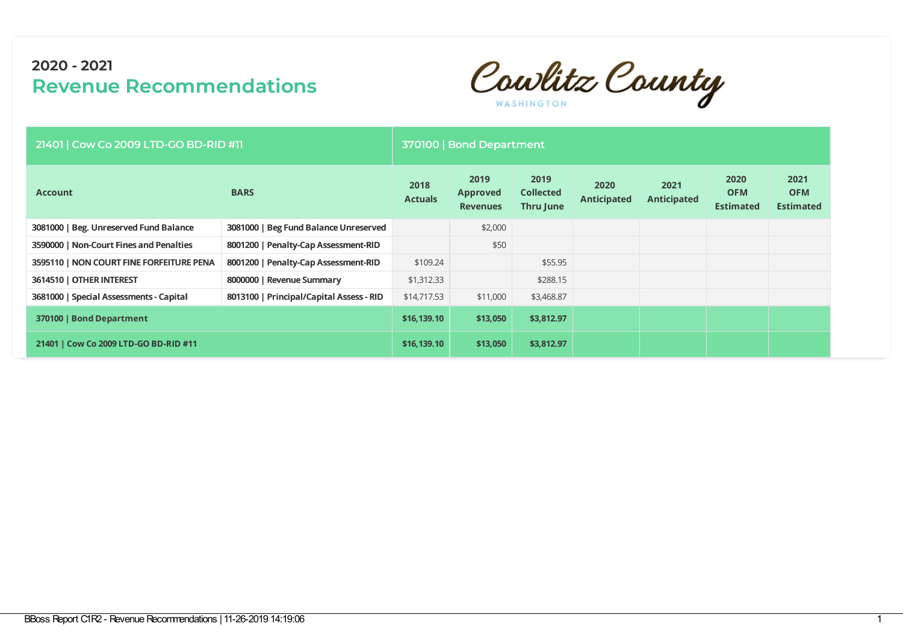# 2020 - 2021
## Revenue Recommendations

Cowlitz County
WASHINGTON

| 21401 \| Cow Co 2009 LTD-GO BD-RID #11 | | 370100 \| Bond Department | | | | | | |
|---|---|---|---|---|---|---|---|---|
| **Account** | **BARS** | **2018 Actuals** | **2019 Approved Revenues** | **2019 Collected Thru June** | **2020 Anticipated** | **2021 Anticipated** | **2020 OFM Estimated** | **2021 OFM Estimated** |
| 3081000 \| Beg. Unreserved Fund Balance | 3081000 \| Beg Fund Balance Unreserved | | $2,000 | | | | | |
| 3590000 \| Non-Court Fines and Penalties | 8001200 \| Penalty-Cap Assessment-RID | | $50 | | | | | |
| 3595110 \| NON COURT FINE FORFEITURE PENA | 8001200 \| Penalty-Cap Assessment-RID | $109.24 | | $55.95 | | | | |
| 3614510 \| OTHER INTEREST | 8000000 \| Revenue Summary | $1,312.33 | | $288.15 | | | | |
| 3681000 \| Special Assessments - Capital | 8013100 \| Principal/Capital Assess - RID | $14,717.53 | $11,000 | $3,468.87 | | | | |
| **370100 \| Bond Department** | | **$16,139.10** | **$13,050** | **$3,812.97** | | | | |
| **21401 \| Cow Co 2009 LTD-GO BD-RID #11** | | **$16,139.10** | **$13,050** | **$3,812.97** | | | | |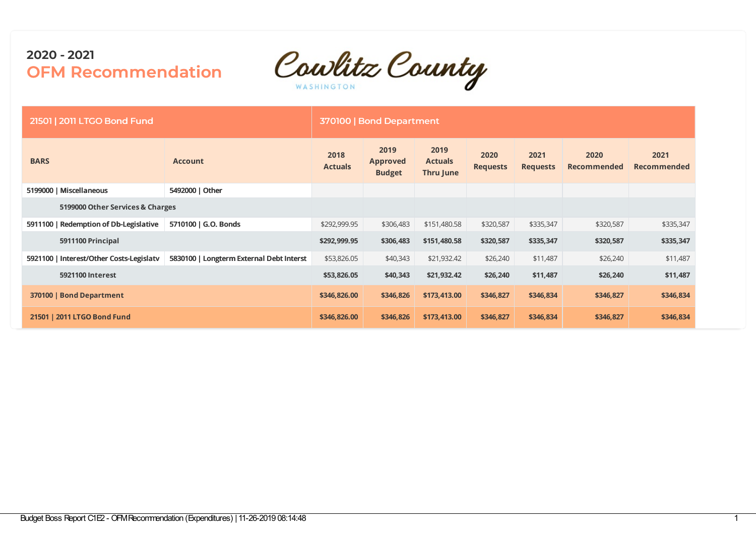**2020 - 2021**

## OFM Recommendation

Cowlitz County
WASHINGTON

| 21501 \| 2011 LTGO Bond Fund | | 370100 \| Bond Department | | | | | | |
|---|---|---|---|---|---|---|---|---|
| **BARS** | **Account** | **2018 Actuals** | **2019 Approved Budget** | **2019 Actuals Thru June** | **2020 Requests** | **2021 Requests** | **2020 Recommended** | **2021 Recommended** |
| **5199000 \| Miscellaneous** | **5492000 \| Other** | | | | | | | |
| **5199000 Other Services & Charges** | | | | | | | | |
| **5911100 \| Redemption of Db-Legislative** | **5710100 \| G.O. Bonds** | $292,999.95 | $306,483 | $151,480.58 | $320,587 | $335,347 | $320,587 | $335,347 |
| **5911100 Principal** | | **$292,999.95** | **$306,483** | **$151,480.58** | **$320,587** | **$335,347** | **$320,587** | **$335,347** |
| **5921100 \| Interest/Other Costs-Legislatv** | **5830100 \| Longterm External Debt Interst** | $53,826.05 | $40,343 | $21,932.42 | $26,240 | $11,487 | $26,240 | $11,487 |
| **5921100 Interest** | | **$53,826.05** | **$40,343** | **$21,932.42** | **$26,240** | **$11,487** | **$26,240** | **$11,487** |
| **370100 \| Bond Department** | | **$346,826.00** | **$346,826** | **$173,413.00** | **$346,827** | **$346,834** | **$346,827** | **$346,834** |
| **21501 \| 2011 LTGO Bond Fund** | | **$346,826.00** | **$346,826** | **$173,413.00** | **$346,827** | **$346,834** | **$346,827** | **$346,834** |

Budget Boss Report C1E2 - OFM Recommendation (Expenditures) | 11-26-2019 08:14:48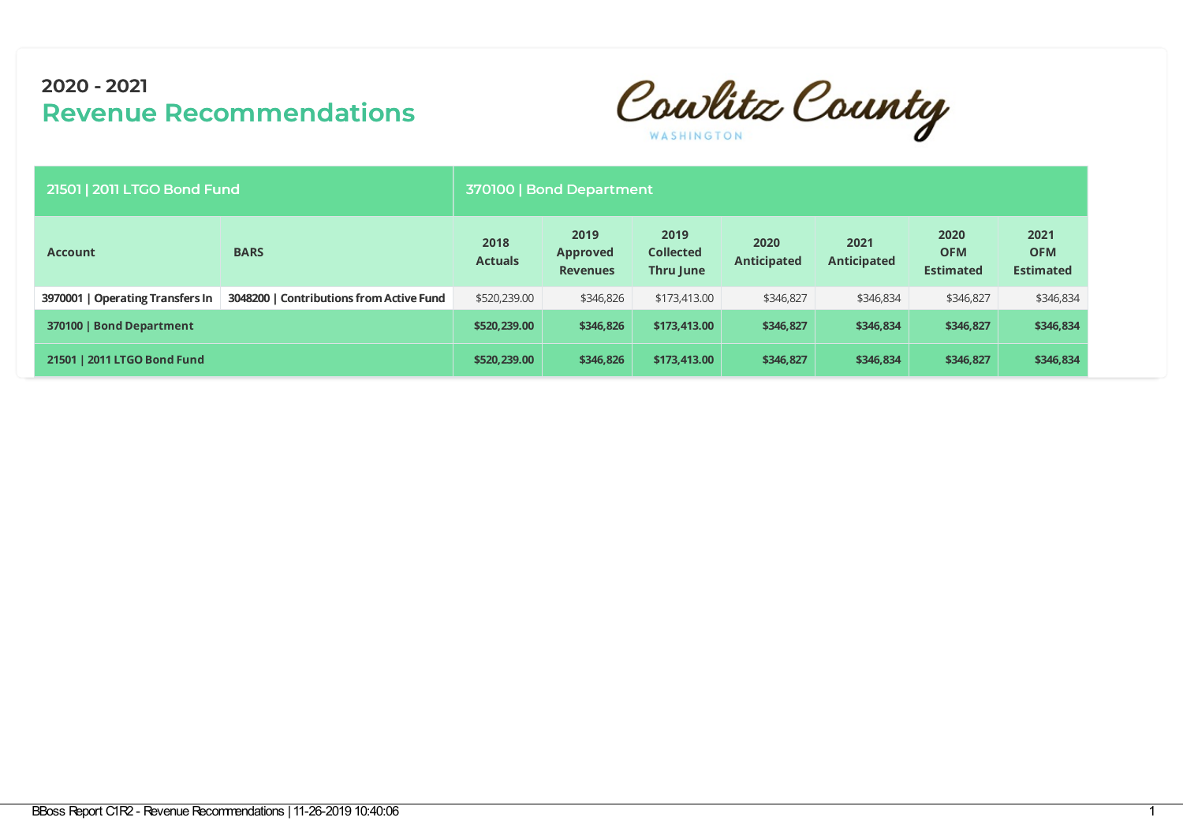## 2020 - 2021
# Revenue Recommendations

Cowlitz County
WASHINGTON

| 21501 \| 2011 LTGO Bond Fund | | 370100 \| Bond Department | | | | | | |
|---|---|---|---|---|---|---|---|---|
| Account | BARS | 2018 Actuals | 2019 Approved Revenues | 2019 Collected Thru June | 2020 Anticipated | 2021 Anticipated | 2020 OFM Estimated | 2021 OFM Estimated |
| 3970001 \| Operating Transfers In | 3048200 \| Contributions from Active Fund | $520,239.00 | $346,826 | $173,413.00 | $346,827 | $346,834 | $346,827 | $346,834 |
| **370100 \| Bond Department** | | **$520,239.00** | **$346,826** | **$173,413.00** | **$346,827** | **$346,834** | **$346,827** | **$346,834** |
| **21501 \| 2011 LTGO Bond Fund** | | **$520,239.00** | **$346,826** | **$173,413.00** | **$346,827** | **$346,834** | **$346,827** | **$346,834** |

BBoss Report C1R2 - Revenue Recommendations | 11-26-2019 10:40:06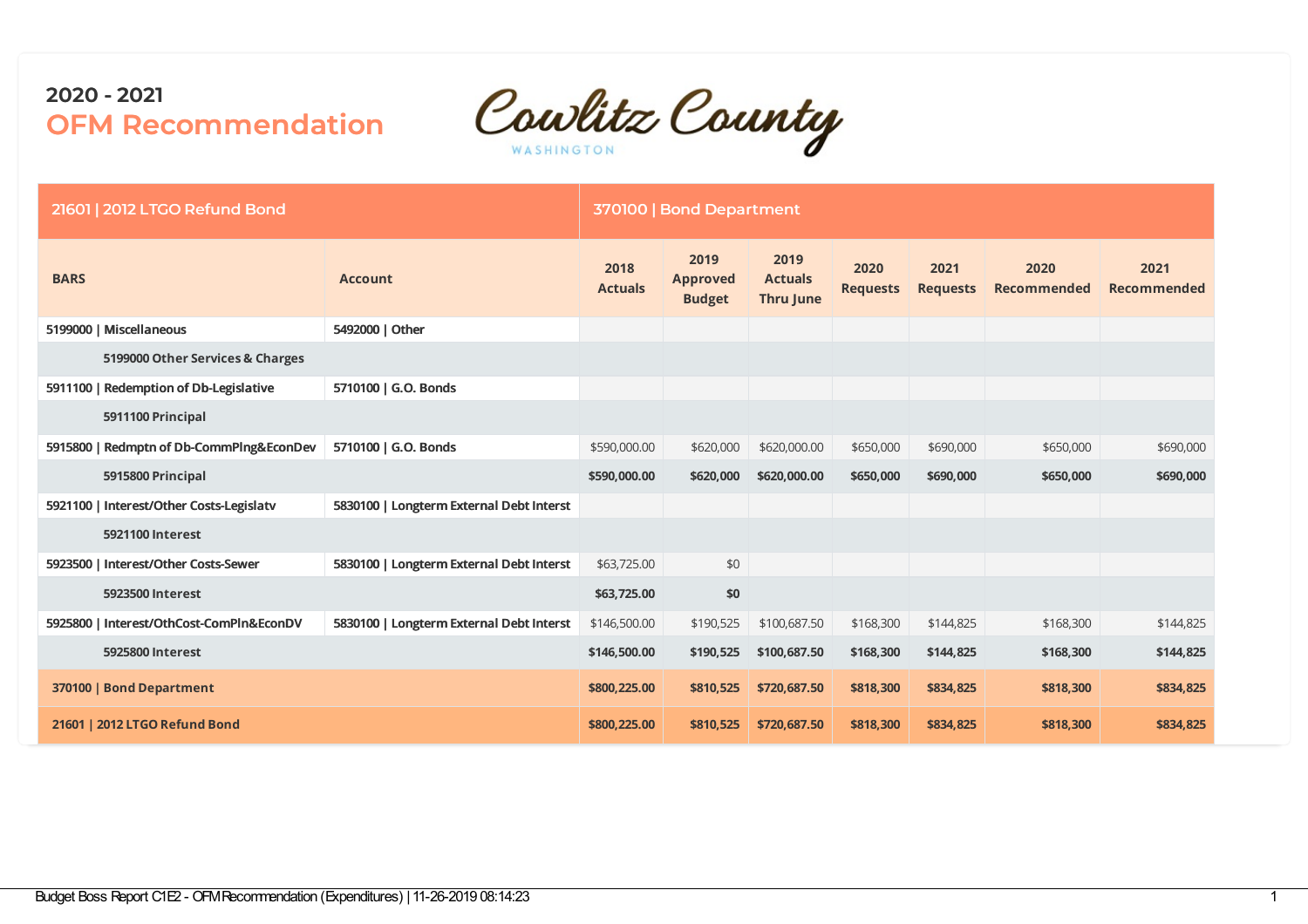## 2020 - 2021

# OFM Recommendation

Cowlitz County WASHINGTON

| 21601 \| 2012 LTGO Refund Bond | | 370100 \| Bond Department | | | | | | |
|---|---|---|---|---|---|---|---|---|
| **BARS** | **Account** | **2018 Actuals** | **2019 Approved Budget** | **2019 Actuals Thru June** | **2020 Requests** | **2021 Requests** | **2020 Recommended** | **2021 Recommended** |
| 5199000 \| Miscellaneous | 5492000 \| Other | | | | | | | |
| 5199000 Other Services & Charges | | | | | | | | |
| 5911100 \| Redemption of Db-Legislative | 5710100 \| G.O. Bonds | | | | | | | |
| 5911100 Principal | | | | | | | | |
| 5915800 \| Redmptn of Db-CommPlng&EconDev | 5710100 \| G.O. Bonds | $590,000.00 | $620,000 | $620,000.00 | $650,000 | $690,000 | $650,000 | $690,000 |
| 5915800 Principal | | **$590,000.00** | **$620,000** | **$620,000.00** | **$650,000** | **$690,000** | **$650,000** | **$690,000** |
| 5921100 \| Interest/Other Costs-Legislatv | 5830100 \| Longterm External Debt Interst | | | | | | | |
| 5921100 Interest | | | | | | | | |
| 5923500 \| Interest/Other Costs-Sewer | 5830100 \| Longterm External Debt Interst | $63,725.00 | $0 | | | | | |
| 5923500 Interest | | **$63,725.00** | **$0** | | | | | |
| 5925800 \| Interest/OthCost-ComPln&EconDV | 5830100 \| Longterm External Debt Interst | $146,500.00 | $190,525 | $100,687.50 | $168,300 | $144,825 | $168,300 | $144,825 |
| 5925800 Interest | | **$146,500.00** | **$190,525** | **$100,687.50** | **$168,300** | **$144,825** | **$168,300** | **$144,825** |
| **370100 \| Bond Department** | | **$800,225.00** | **$810,525** | **$720,687.50** | **$818,300** | **$834,825** | **$818,300** | **$834,825** |
| **21601 \| 2012 LTGO Refund Bond** | | **$800,225.00** | **$810,525** | **$720,687.50** | **$818,300** | **$834,825** | **$818,300** | **$834,825** |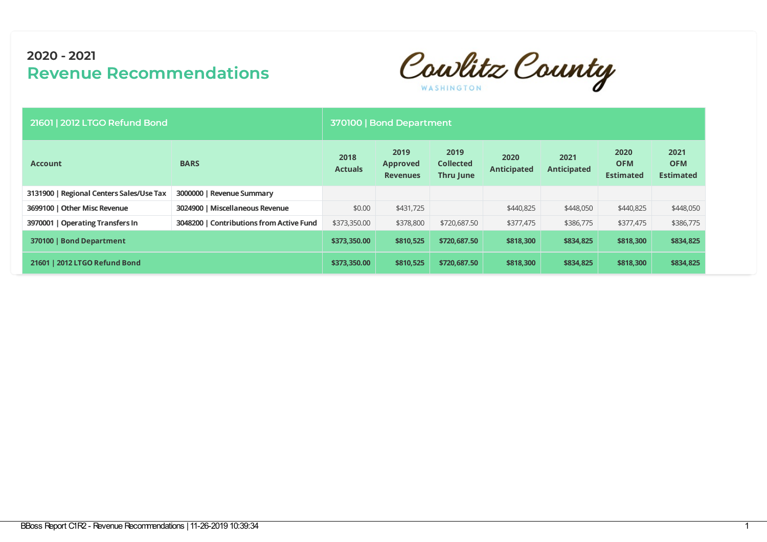## 2020 - 2021

# Revenue Recommendations

Cowlitz County
WASHINGTON

| 21601 \| 2012 LTGO Refund Bond | | 370100 \| Bond Department | | | | | | |
|---|---|---|---|---|---|---|---|---|
| **Account** | **BARS** | **2018 Actuals** | **2019 Approved Revenues** | **2019 Collected Thru June** | **2020 Anticipated** | **2021 Anticipated** | **2020 OFM Estimated** | **2021 OFM Estimated** |
| **3131900 \| Regional Centers Sales/Use Tax** | **3000000 \| Revenue Summary** | | | | | | | |
| **3699100 \| Other Misc Revenue** | **3024900 \| Miscellaneous Revenue** | $0.00 | $431,725 | | $440,825 | $448,050 | $440,825 | $448,050 |
| **3970001 \| Operating Transfers In** | **3048200 \| Contributions from Active Fund** | $373,350.00 | $378,800 | $720,687.50 | $377,475 | $386,775 | $377,475 | $386,775 |
| **370100 \| Bond Department** | | **$373,350.00** | **$810,525** | **$720,687.50** | **$818,300** | **$834,825** | **$818,300** | **$834,825** |
| **21601 \| 2012 LTGO Refund Bond** | | **$373,350.00** | **$810,525** | **$720,687.50** | **$818,300** | **$834,825** | **$818,300** | **$834,825** |

BBoss Report C1R2 - Revenue Recommendations | 11-26-2019 10:39:34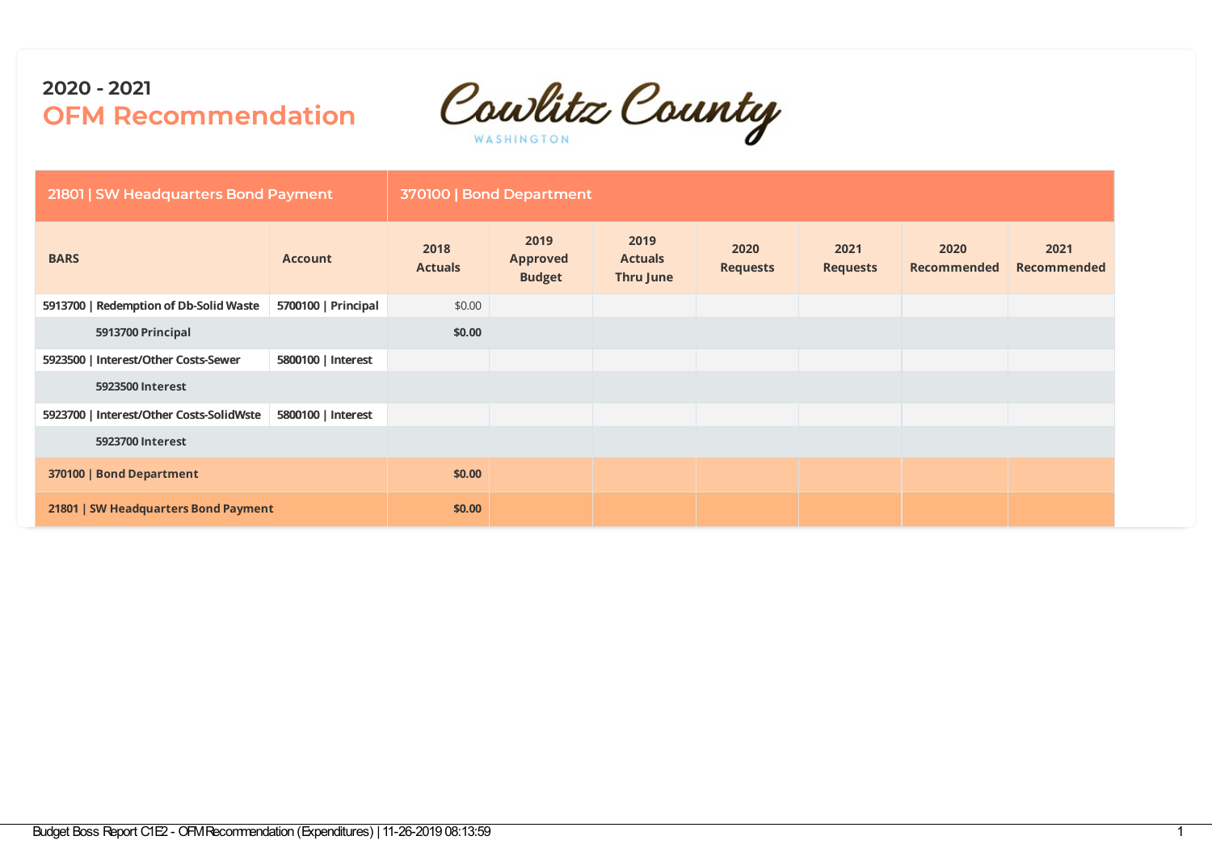## 2020 - 2021
## OFM Recommendation

Cowlitz County
WASHINGTON

| 21801 \| SW Headquarters Bond Payment | | 370100 \| Bond Department | | | | | | |
|---|---|---|---|---|---|---|---|---|
| **BARS** | **Account** | **2018 Actuals** | **2019 Approved Budget** | **2019 Actuals Thru June** | **2020 Requests** | **2021 Requests** | **2020 Recommended** | **2021 Recommended** |
| 5913700 \| Redemption of Db-Solid Waste | 5700100 \| Principal | $0.00 | | | | | | |
| **5913700 Principal** | | **$0.00** | | | | | | |
| 5923500 \| Interest/Other Costs-Sewer | 5800100 \| Interest | | | | | | | |
| **5923500 Interest** | | | | | | | | |
| 5923700 \| Interest/Other Costs-SolidWste | 5800100 \| Interest | | | | | | | |
| **5923700 Interest** | | | | | | | | |
| **370100 \| Bond Department** | | **$0.00** | | | | | | |
| **21801 \| SW Headquarters Bond Payment** | | **$0.00** | | | | | | |

Budget Boss Report C1E2 - OFM Recommendation (Expenditures) | 11-26-2019 08:13:59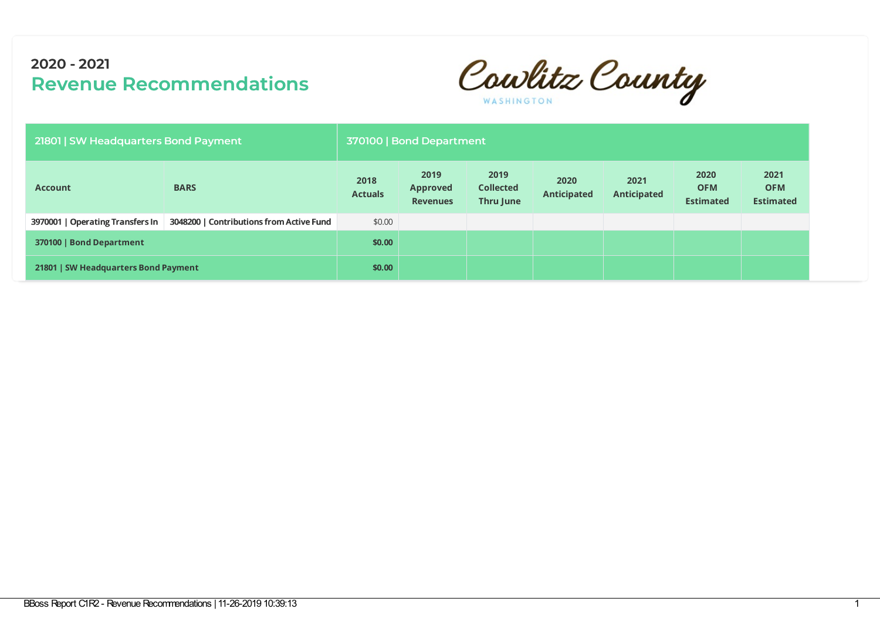## 2020 - 2021
# Revenue Recommendations

Cowlitz County WASHINGTON

| 21801 \| SW Headquarters Bond Payment | | 370100 \| Bond Department | | | | | | |
|---|---|---|---|---|---|---|---|---|
| **Account** | **BARS** | **2018 Actuals** | **2019 Approved Revenues** | **2019 Collected Thru June** | **2020 Anticipated** | **2021 Anticipated** | **2020 OFM Estimated** | **2021 OFM Estimated** |
| **3970001 \| Operating Transfers In** | **3048200 \| Contributions from Active Fund** | $0.00 | | | | | | |
| **370100 \| Bond Department** | | **$0.00** | | | | | | |
| **21801 \| SW Headquarters Bond Payment** | | **$0.00** | | | | | | |

BBoss Report C1R2 - Revenue Recommendations | 11-26-2019 10:39:13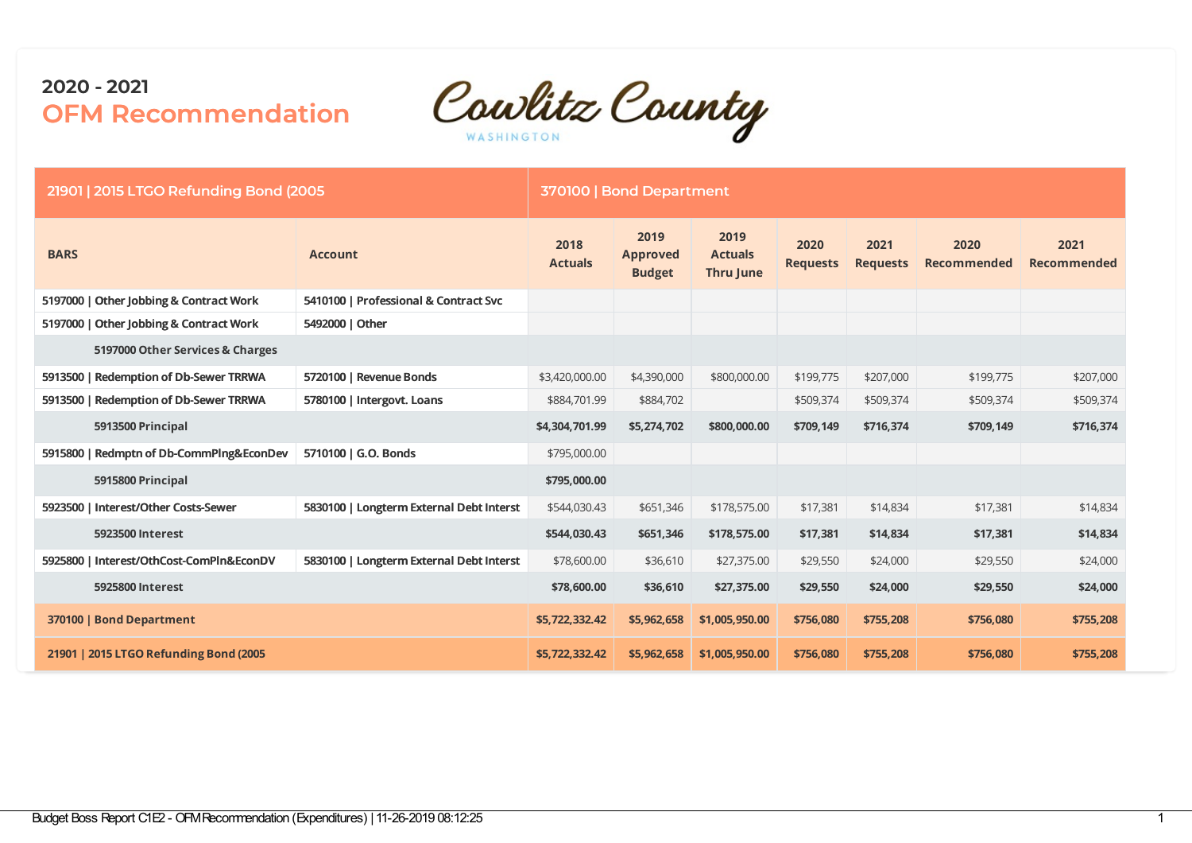## 2020 - 2021

# OFM Recommendation

Cowlitz County WASHINGTON

| 21901 \| 2015 LTGO Refunding Bond (2005 | | 370100 \| Bond Department | | | | | | |
|---|---|---|---|---|---|---|---|---|
| **BARS** | **Account** | **2018 Actuals** | **2019 Approved Budget** | **2019 Actuals Thru June** | **2020 Requests** | **2021 Requests** | **2020 Recommended** | **2021 Recommended** |
| 5197000 \| Other Jobbing & Contract Work | 5410100 \| Professional & Contract Svc | | | | | | | |
| 5197000 \| Other Jobbing & Contract Work | 5492000 \| Other | | | | | | | |
| 5197000 Other Services & Charges | | | | | | | | |
| 5913500 \| Redemption of Db-Sewer TRRWA | 5720100 \| Revenue Bonds | $3,420,000.00 | $4,390,000 | $800,000.00 | $199,775 | $207,000 | $199,775 | $207,000 |
| 5913500 \| Redemption of Db-Sewer TRRWA | 5780100 \| Intergovt. Loans | $884,701.99 | $884,702 | | $509,374 | $509,374 | $509,374 | $509,374 |
| 5913500 Principal | | **$4,304,701.99** | **$5,274,702** | **$800,000.00** | **$709,149** | **$716,374** | **$709,149** | **$716,374** |
| 5915800 \| Redmptn of Db-CommPlng&EconDev | 5710100 \| G.O. Bonds | $795,000.00 | | | | | | |
| 5915800 Principal | | **$795,000.00** | | | | | | |
| 5923500 \| Interest/Other Costs-Sewer | 5830100 \| Longterm External Debt Interst | $544,030.43 | $651,346 | $178,575.00 | $17,381 | $14,834 | $17,381 | $14,834 |
| 5923500 Interest | | **$544,030.43** | **$651,346** | **$178,575.00** | **$17,381** | **$14,834** | **$17,381** | **$14,834** |
| 5925800 \| Interest/OthCost-ComPlnEconDV | 5830100 \| Longterm External Debt Interst | $78,600.00 | $36,610 | $27,375.00 | $29,550 | $24,000 | $29,550 | $24,000 |
| 5925800 Interest | | **$78,600.00** | **$36,610** | **$27,375.00** | **$29,550** | **$24,000** | **$29,550** | **$24,000** |
| **370100 \| Bond Department** | | **$5,722,332.42** | **$5,962,658** | **$1,005,950.00** | **$756,080** | **$755,208** | **$756,080** | **$755,208** |
| **21901 \| 2015 LTGO Refunding Bond (2005** | | **$5,722,332.42** | **$5,962,658** | **$1,005,950.00** | **$756,080** | **$755,208** | **$756,080** | **$755,208** |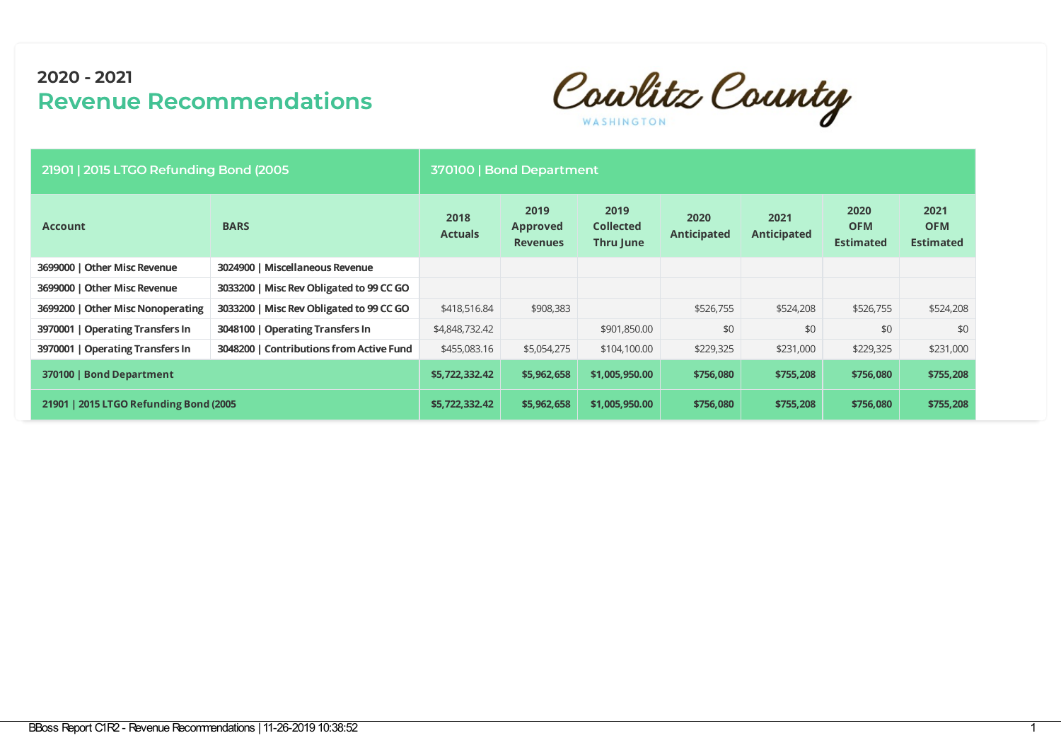# 2020 - 2021

## Revenue Recommendations

Cowlitz County
WASHINGTON

| 21901 \| 2015 LTGO Refunding Bond (2005 | | 370100 \| Bond Department | | | | | | |
|---|---|---|---|---|---|---|---|---|
| **Account** | **BARS** | **2018 Actuals** | **2019 Approved Revenues** | **2019 Collected Thru June** | **2020 Anticipated** | **2021 Anticipated** | **2020 OFM Estimated** | **2021 OFM Estimated** |
| **3699000 \| Other Misc Revenue** | **3024900 \| Miscellaneous Revenue** | | | | | | | |
| **3699000 \| Other Misc Revenue** | **3033200 \| Misc Rev Obligated to 99 CC GO** | | | | | | | |
| **3699200 \| Other Misc Nonoperating** | **3033200 \| Misc Rev Obligated to 99 CC GO** | $418,516.84 | $908,383 | | $526,755 | $524,208 | $526,755 | $524,208 |
| **3970001 \| Operating Transfers In** | **3048100 \| Operating Transfers In** | $4,848,732.42 | | $901,850.00 | $0 | $0 | $0 | $0 |
| **3970001 \| Operating Transfers In** | **3048200 \| Contributions from Active Fund** | $455,083.16 | $5,054,275 | $104,100.00 | $229,325 | $231,000 | $229,325 | $231,000 |
| **370100 \| Bond Department** | | **$5,722,332.42** | **$5,962,658** | **$1,005,950.00** | **$756,080** | **$755,208** | **$756,080** | **$755,208** |
| **21901 \| 2015 LTGO Refunding Bond (2005** | | **$5,722,332.42** | **$5,962,658** | **$1,005,950.00** | **$756,080** | **$755,208** | **$756,080** | **$755,208** |

BBoss Report C1R2 - Revenue Recommendations | 11-26-2019 10:38:52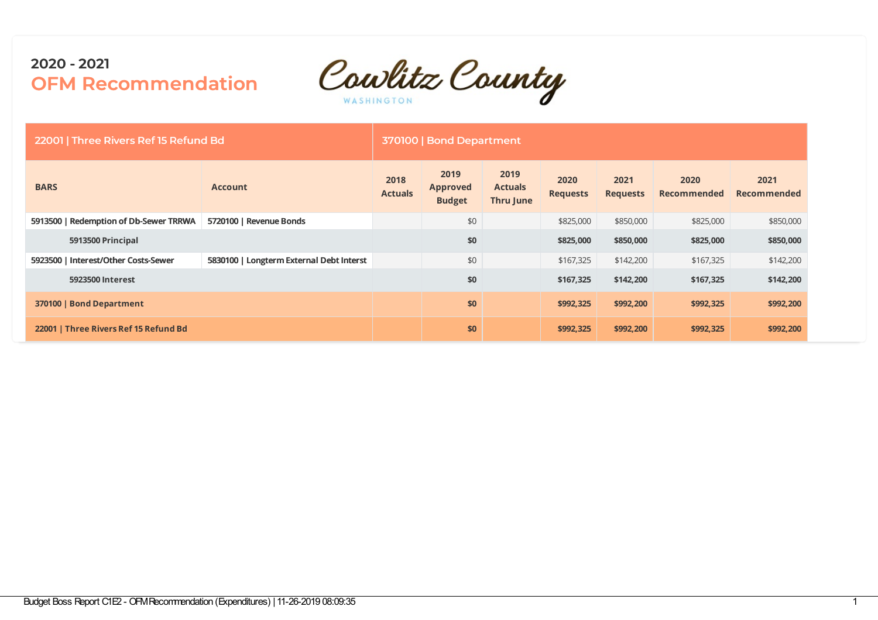## 2020 - 2021

# OFM Recommendation

Cowlitz County WASHINGTON

| 22001 \| Three Rivers Ref 15 Refund Bd | | 370100 \| Bond Department | | | | | | |
|---|---|---|---|---|---|---|---|---|
| BARS | Account | 2018 Actuals | 2019 Approved Budget | 2019 Actuals Thru June | 2020 Requests | 2021 Requests | 2020 Recommended | 2021 Recommended |
| **5913500 \| Redemption of Db-Sewer TRRWA** | **5720100 \| Revenue Bonds** | | $0 | | $825,000 | $850,000 | $825,000 | $850,000 |
| **5913500 Principal** | | | **$0** | | **$825,000** | **$850,000** | **$825,000** | **$850,000** |
| **5923500 \| Interest/Other Costs-Sewer** | **5830100 \| Longterm External Debt Interst** | | $0 | | $167,325 | $142,200 | $167,325 | $142,200 |
| **5923500 Interest** | | | **$0** | | **$167,325** | **$142,200** | **$167,325** | **$142,200** |
| **370100 \| Bond Department** | | | **$0** | | **$992,325** | **$992,200** | **$992,325** | **$992,200** |
| **22001 \| Three Rivers Ref 15 Refund Bd** | | | **$0** | | **$992,325** | **$992,200** | **$992,325** | **$992,200** |

Budget Boss Report C1E2 - OFM Recommendation (Expenditures) | 11-26-2019 08:09:35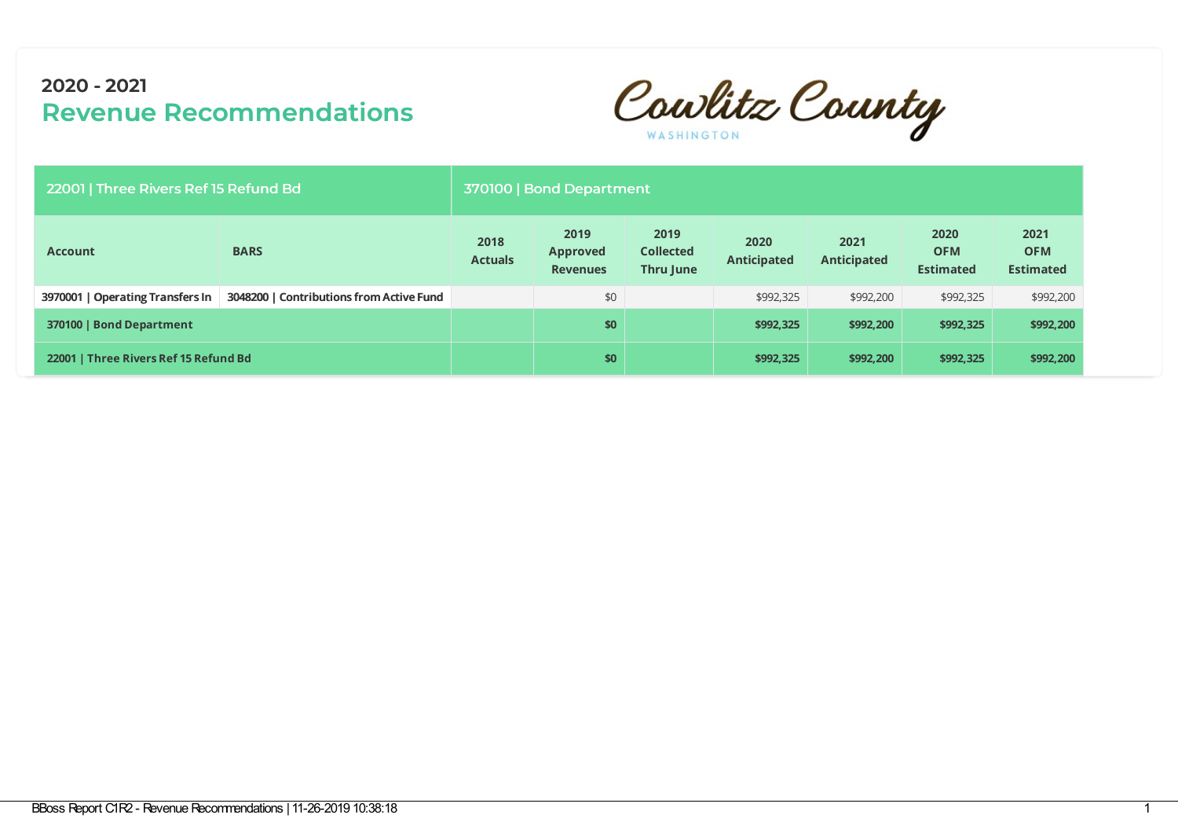## 2020 - 2021

# Revenue Recommendations

Cowlitz County
WASHINGTON

| 22001 \| Three Rivers Ref 15 Refund Bd | | 370100 \| Bond Department | | | | | | |
|---|---|---|---|---|---|---|---|---|
| **Account** | **BARS** | **2018 Actuals** | **2019 Approved Revenues** | **2019 Collected Thru June** | **2020 Anticipated** | **2021 Anticipated** | **2020 OFM Estimated** | **2021 OFM Estimated** |
| **3970001 \| Operating Transfers In** | **3048200 \| Contributions from Active Fund** | | $0 | | $992,325 | $992,200 | $992,325 | $992,200 |
| **370100 \| Bond Department** | | | **$0** | | **$992,325** | **$992,200** | **$992,325** | **$992,200** |
| **22001 \| Three Rivers Ref 15 Refund Bd** | | | **$0** | | **$992,325** | **$992,200** | **$992,325** | **$992,200** |

BBoss Report C1R2 - Revenue Recommendations | 11-26-2019 10:38:18